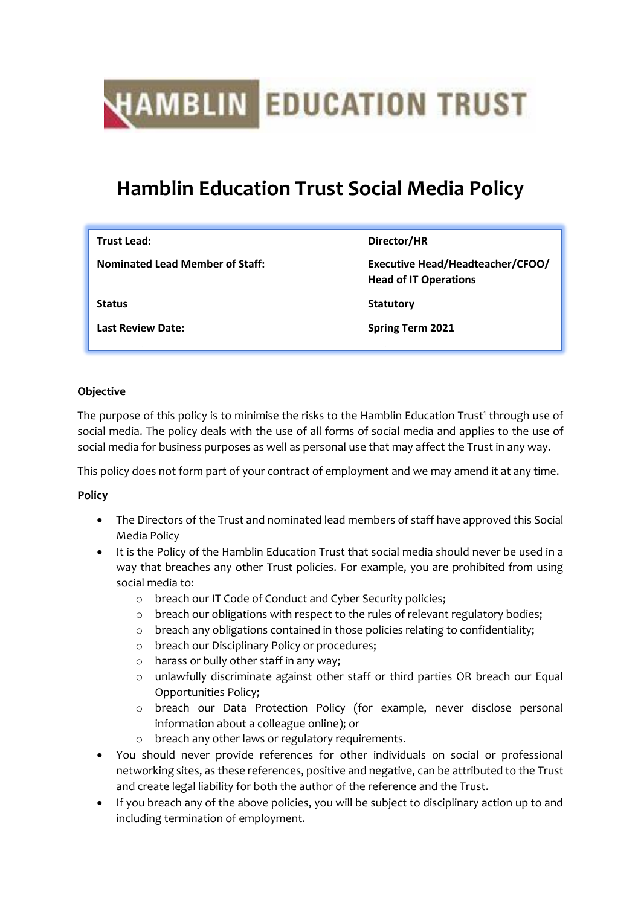HAMBLIN EDUCATION TRUST

# Hamblin Education Trust Social Media Policy

| **Trust Lead:** | **Director/HR** |
| --- | --- |
| **Nominated Lead Member of Staff:** | **Executive Head/Headteacher/CFOO/ Head of IT Operations** |
| **Status** | **Statutory** |
| **Last Review Date:** | **Spring Term 2021** |

**Objective**

The purpose of this policy is to minimise the risks to the Hamblin Education Trust[1] through use of social media. The policy deals with the use of all forms of social media and applies to the use of social media for business purposes as well as personal use that may affect the Trust in any way.

This policy does not form part of your contract of employment and we may amend it at any time.

**Policy**

- The Directors of the Trust and nominated lead members of staff have approved this Social Media Policy
- It is the Policy of the Hamblin Education Trust that social media should never be used in a way that breaches any other Trust policies. For example, you are prohibited from using social media to:
  - breach our IT Code of Conduct and Cyber Security policies;
  - breach our obligations with respect to the rules of relevant regulatory bodies;
  - breach any obligations contained in those policies relating to confidentiality;
  - breach our Disciplinary Policy or procedures;
  - harass or bully other staff in any way;
  - unlawfully discriminate against other staff or third parties OR breach our Equal Opportunities Policy;
  - breach our Data Protection Policy (for example, never disclose personal information about a colleague online); or
  - breach any other laws or regulatory requirements.
- You should never provide references for other individuals on social or professional networking sites, as these references, positive and negative, can be attributed to the Trust and create legal liability for both the author of the reference and the Trust.
- If you breach any of the above policies, you will be subject to disciplinary action up to and including termination of employment.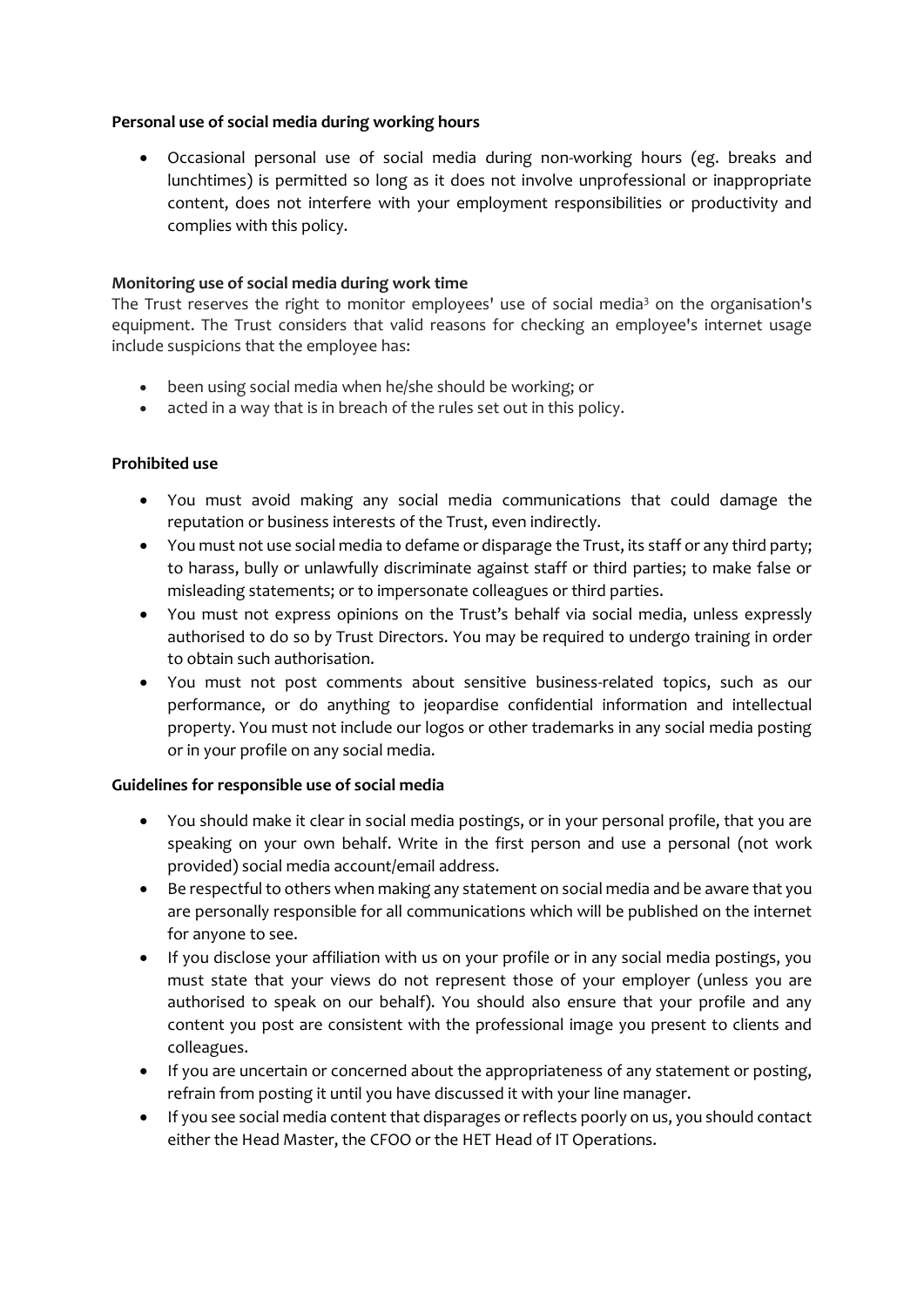**Personal use of social media during working hours**

- Occasional personal use of social media during non-working hours (eg. breaks and lunchtimes) is permitted so long as it does not involve unprofessional or inappropriate content, does not interfere with your employment responsibilities or productivity and complies with this policy.

**Monitoring use of social media during work time**

The Trust reserves the right to monitor employees' use of social media[3] on the organisation's equipment. The Trust considers that valid reasons for checking an employee's internet usage include suspicions that the employee has:

- been using social media when he/she should be working; or
- acted in a way that is in breach of the rules set out in this policy.

**Prohibited use**

- You must avoid making any social media communications that could damage the reputation or business interests of the Trust, even indirectly.
- You must not use social media to defame or disparage the Trust, its staff or any third party; to harass, bully or unlawfully discriminate against staff or third parties; to make false or misleading statements; or to impersonate colleagues or third parties.
- You must not express opinions on the Trust's behalf via social media, unless expressly authorised to do so by Trust Directors. You may be required to undergo training in order to obtain such authorisation.
- You must not post comments about sensitive business-related topics, such as our performance, or do anything to jeopardise confidential information and intellectual property. You must not include our logos or other trademarks in any social media posting or in your profile on any social media.

**Guidelines for responsible use of social media**

- You should make it clear in social media postings, or in your personal profile, that you are speaking on your own behalf. Write in the first person and use a personal (not work provided) social media account/email address.
- Be respectful to others when making any statement on social media and be aware that you are personally responsible for all communications which will be published on the internet for anyone to see.
- If you disclose your affiliation with us on your profile or in any social media postings, you must state that your views do not represent those of your employer (unless you are authorised to speak on our behalf). You should also ensure that your profile and any content you post are consistent with the professional image you present to clients and colleagues.
- If you are uncertain or concerned about the appropriateness of any statement or posting, refrain from posting it until you have discussed it with your line manager.
- If you see social media content that disparages or reflects poorly on us, you should contact either the Head Master, the CFOO or the HET Head of IT Operations.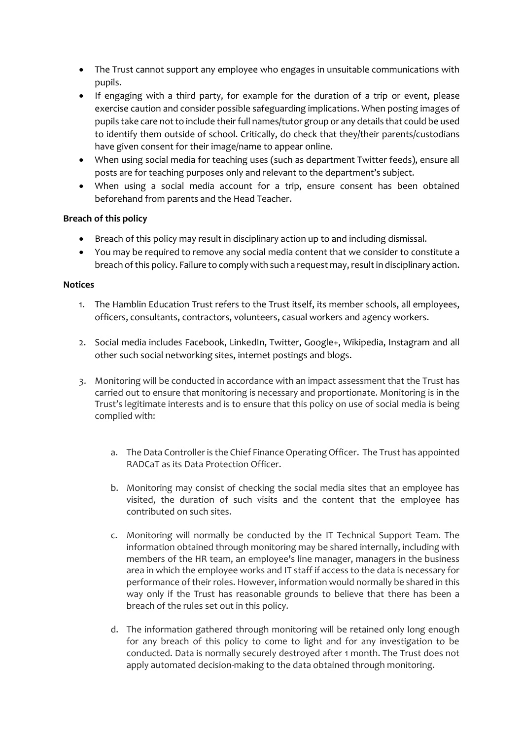- The Trust cannot support any employee who engages in unsuitable communications with pupils.
- If engaging with a third party, for example for the duration of a trip or event, please exercise caution and consider possible safeguarding implications. When posting images of pupils take care not to include their full names/tutor group or any details that could be used to identify them outside of school. Critically, do check that they/their parents/custodians have given consent for their image/name to appear online.
- When using social media for teaching uses (such as department Twitter feeds), ensure all posts are for teaching purposes only and relevant to the department's subject.
- When using a social media account for a trip, ensure consent has been obtained beforehand from parents and the Head Teacher.

**Breach of this policy**

- Breach of this policy may result in disciplinary action up to and including dismissal.
- You may be required to remove any social media content that we consider to constitute a breach of this policy. Failure to comply with such a request may, result in disciplinary action.

**Notices**

1. The Hamblin Education Trust refers to the Trust itself, its member schools, all employees, officers, consultants, contractors, volunteers, casual workers and agency workers.

2. Social media includes Facebook, LinkedIn, Twitter, Google+, Wikipedia, Instagram and all other such social networking sites, internet postings and blogs.

3. Monitoring will be conducted in accordance with an impact assessment that the Trust has carried out to ensure that monitoring is necessary and proportionate. Monitoring is in the Trust's legitimate interests and is to ensure that this policy on use of social media is being complied with:

    a. The Data Controller is the Chief Finance Operating Officer. The Trust has appointed RADCaT as its Data Protection Officer.

    b. Monitoring may consist of checking the social media sites that an employee has visited, the duration of such visits and the content that the employee has contributed on such sites.

    c. Monitoring will normally be conducted by the IT Technical Support Team. The information obtained through monitoring may be shared internally, including with members of the HR team, an employee's line manager, managers in the business area in which the employee works and IT staff if access to the data is necessary for performance of their roles. However, information would normally be shared in this way only if the Trust has reasonable grounds to believe that there has been a breach of the rules set out in this policy.

    d. The information gathered through monitoring will be retained only long enough for any breach of this policy to come to light and for any investigation to be conducted. Data is normally securely destroyed after 1 month. The Trust does not apply automated decision-making to the data obtained through monitoring.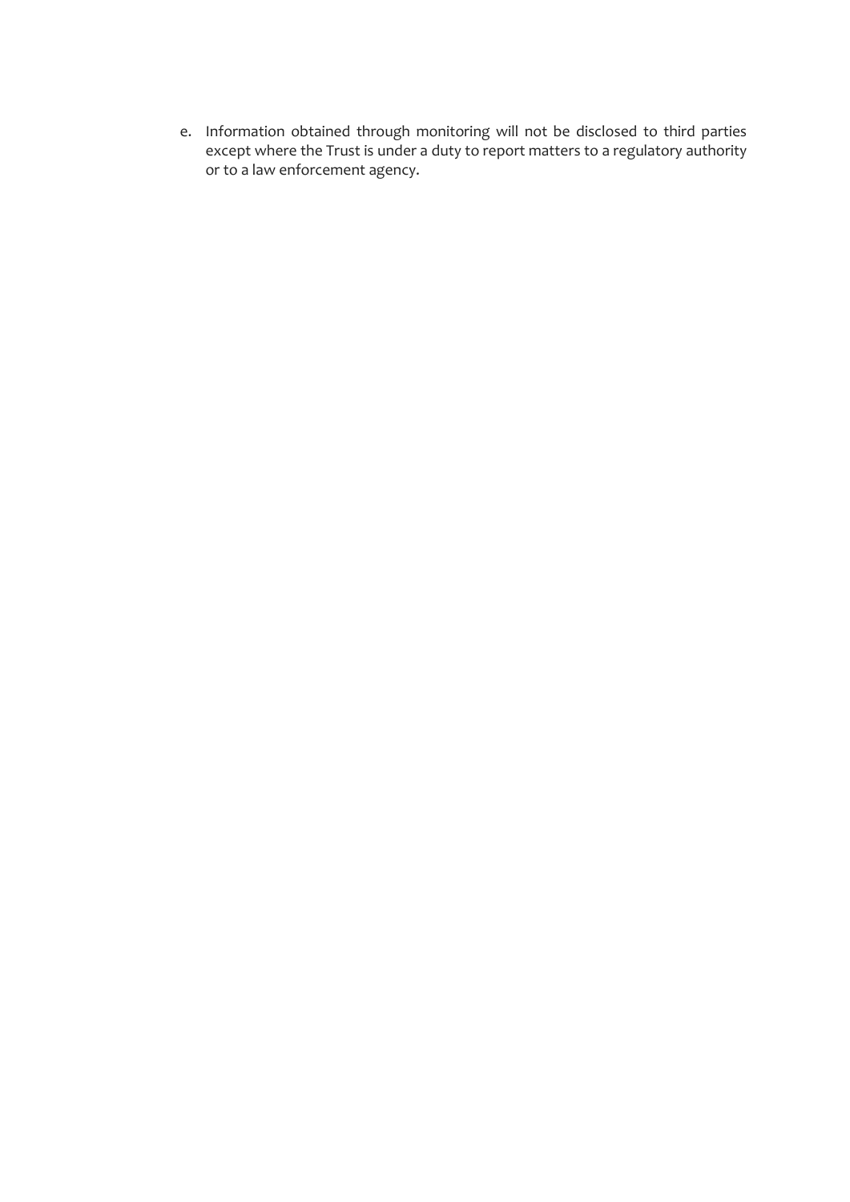e. Information obtained through monitoring will not be disclosed to third parties except where the Trust is under a duty to report matters to a regulatory authority or to a law enforcement agency.